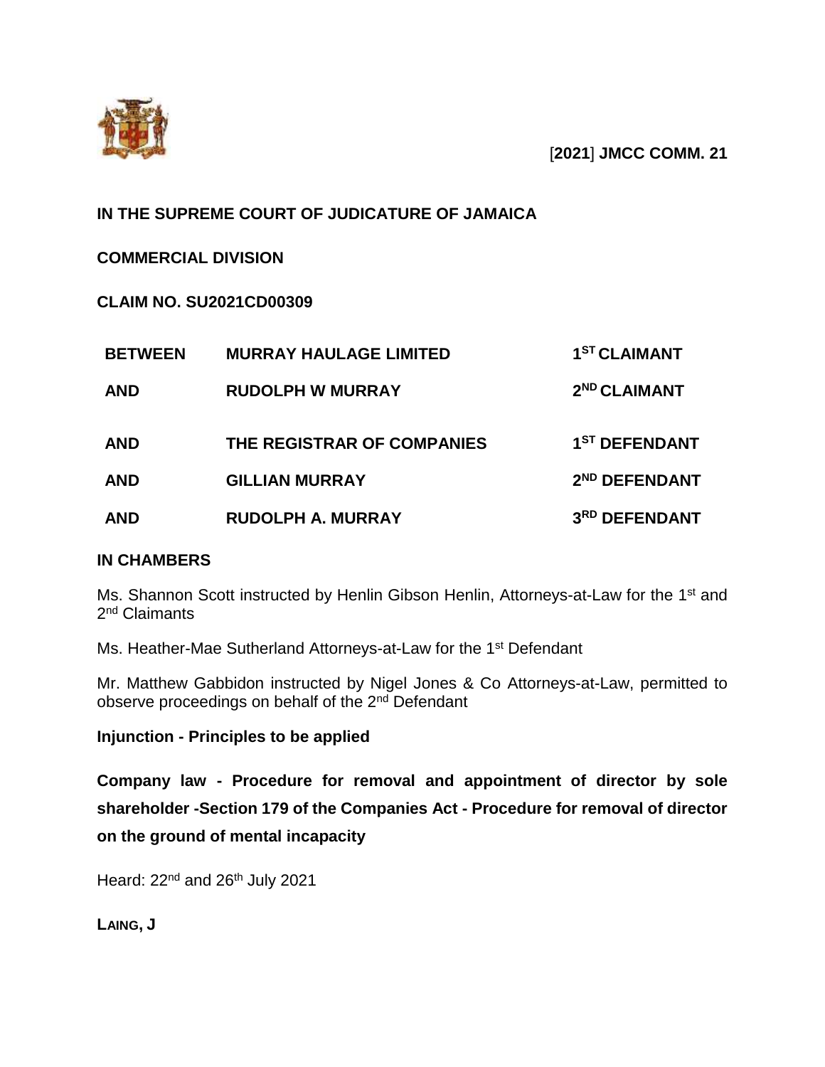[**2021**] **JMCC COMM. 21**

**IN THE SUPREME COURT OF JUDICATURE OF JAMAICA**

**COMMERCIAL DIVISION**

**CLAIM NO. SU2021CD00309**

| | | |
|---|---|---|
| **BETWEEN** | **MURRAY HAULAGE LIMITED** | **1ST CLAIMANT** |
| **AND** | **RUDOLPH W MURRAY** | **2ND CLAIMANT** |
| **AND** | **THE REGISTRAR OF COMPANIES** | **1ST DEFENDANT** |
| **AND** | **GILLIAN MURRAY** | **2ND DEFENDANT** |
| **AND** | **RUDOLPH A. MURRAY** | **3RD DEFENDANT** |

**IN CHAMBERS**

Ms. Shannon Scott instructed by Henlin Gibson Henlin, Attorneys-at-Law for the 1st and 2nd Claimants

Ms. Heather-Mae Sutherland Attorneys-at-Law for the 1st Defendant

Mr. Matthew Gabbidon instructed by Nigel Jones & Co Attorneys-at-Law, permitted to observe proceedings on behalf of the 2nd Defendant

**Injunction - Principles to be applied**

**Company law - Procedure for removal and appointment of director by sole shareholder -Section 179 of the Companies Act - Procedure for removal of director on the ground of mental incapacity**

Heard: 22nd and 26th July 2021

**LAING, J**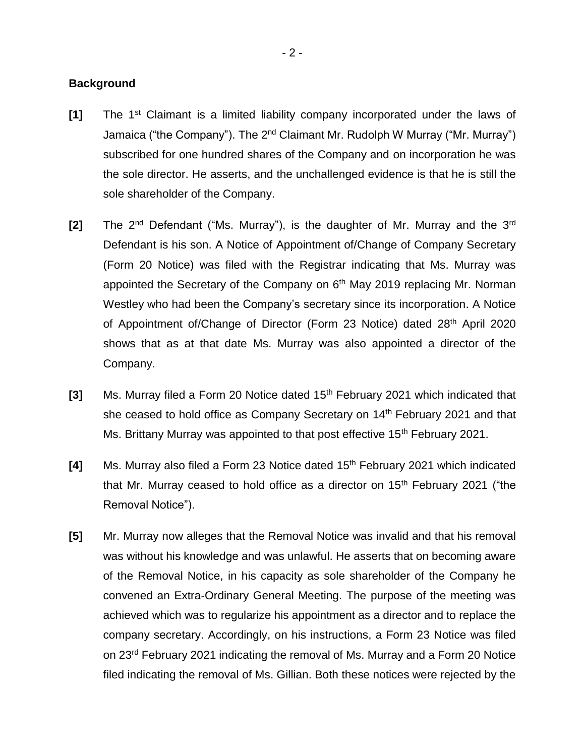## Background

**[1]** The 1st Claimant is a limited liability company incorporated under the laws of Jamaica ("the Company"). The 2nd Claimant Mr. Rudolph W Murray ("Mr. Murray") subscribed for one hundred shares of the Company and on incorporation he was the sole director. He asserts, and the unchallenged evidence is that he is still the sole shareholder of the Company.

**[2]** The 2nd Defendant ("Ms. Murray"), is the daughter of Mr. Murray and the 3rd Defendant is his son. A Notice of Appointment of/Change of Company Secretary (Form 20 Notice) was filed with the Registrar indicating that Ms. Murray was appointed the Secretary of the Company on 6th May 2019 replacing Mr. Norman Westley who had been the Company's secretary since its incorporation. A Notice of Appointment of/Change of Director (Form 23 Notice) dated 28th April 2020 shows that as at that date Ms. Murray was also appointed a director of the Company.

**[3]** Ms. Murray filed a Form 20 Notice dated 15th February 2021 which indicated that she ceased to hold office as Company Secretary on 14th February 2021 and that Ms. Brittany Murray was appointed to that post effective 15th February 2021.

**[4]** Ms. Murray also filed a Form 23 Notice dated 15th February 2021 which indicated that Mr. Murray ceased to hold office as a director on 15th February 2021 ("the Removal Notice").

**[5]** Mr. Murray now alleges that the Removal Notice was invalid and that his removal was without his knowledge and was unlawful. He asserts that on becoming aware of the Removal Notice, in his capacity as sole shareholder of the Company he convened an Extra-Ordinary General Meeting. The purpose of the meeting was achieved which was to regularize his appointment as a director and to replace the company secretary. Accordingly, on his instructions, a Form 23 Notice was filed on 23rd February 2021 indicating the removal of Ms. Murray and a Form 20 Notice filed indicating the removal of Ms. Gillian. Both these notices were rejected by the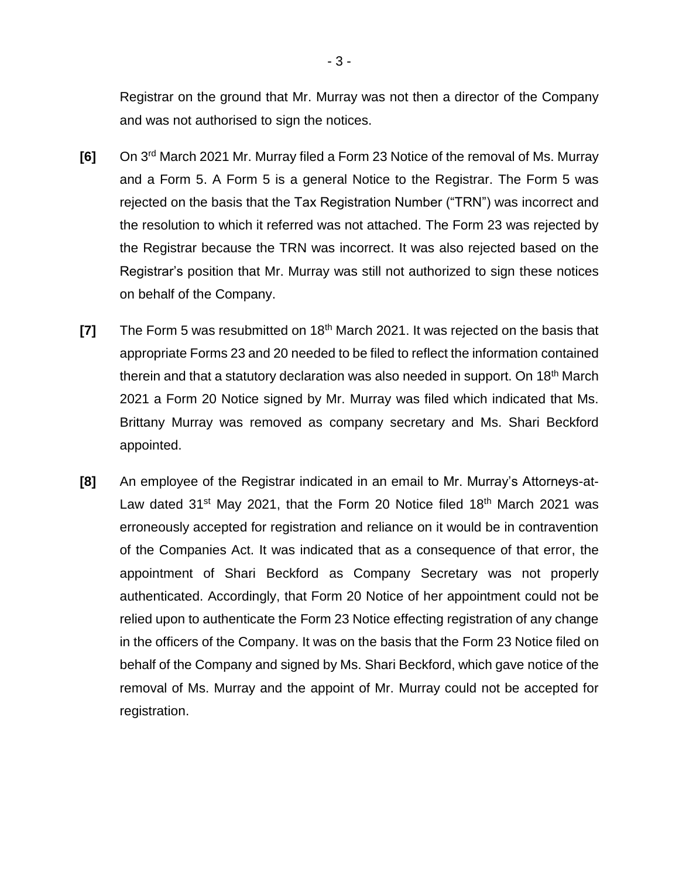Registrar on the ground that Mr. Murray was not then a director of the Company and was not authorised to sign the notices.

**[6]** On 3rd March 2021 Mr. Murray filed a Form 23 Notice of the removal of Ms. Murray and a Form 5. A Form 5 is a general Notice to the Registrar. The Form 5 was rejected on the basis that the Tax Registration Number ("TRN") was incorrect and the resolution to which it referred was not attached. The Form 23 was rejected by the Registrar because the TRN was incorrect. It was also rejected based on the Registrar's position that Mr. Murray was still not authorized to sign these notices on behalf of the Company.

**[7]** The Form 5 was resubmitted on 18th March 2021. It was rejected on the basis that appropriate Forms 23 and 20 needed to be filed to reflect the information contained therein and that a statutory declaration was also needed in support. On 18th March 2021 a Form 20 Notice signed by Mr. Murray was filed which indicated that Ms. Brittany Murray was removed as company secretary and Ms. Shari Beckford appointed.

**[8]** An employee of the Registrar indicated in an email to Mr. Murray's Attorneys-at-Law dated 31st May 2021, that the Form 20 Notice filed 18th March 2021 was erroneously accepted for registration and reliance on it would be in contravention of the Companies Act. It was indicated that as a consequence of that error, the appointment of Shari Beckford as Company Secretary was not properly authenticated. Accordingly, that Form 20 Notice of her appointment could not be relied upon to authenticate the Form 23 Notice effecting registration of any change in the officers of the Company. It was on the basis that the Form 23 Notice filed on behalf of the Company and signed by Ms. Shari Beckford, which gave notice of the removal of Ms. Murray and the appoint of Mr. Murray could not be accepted for registration.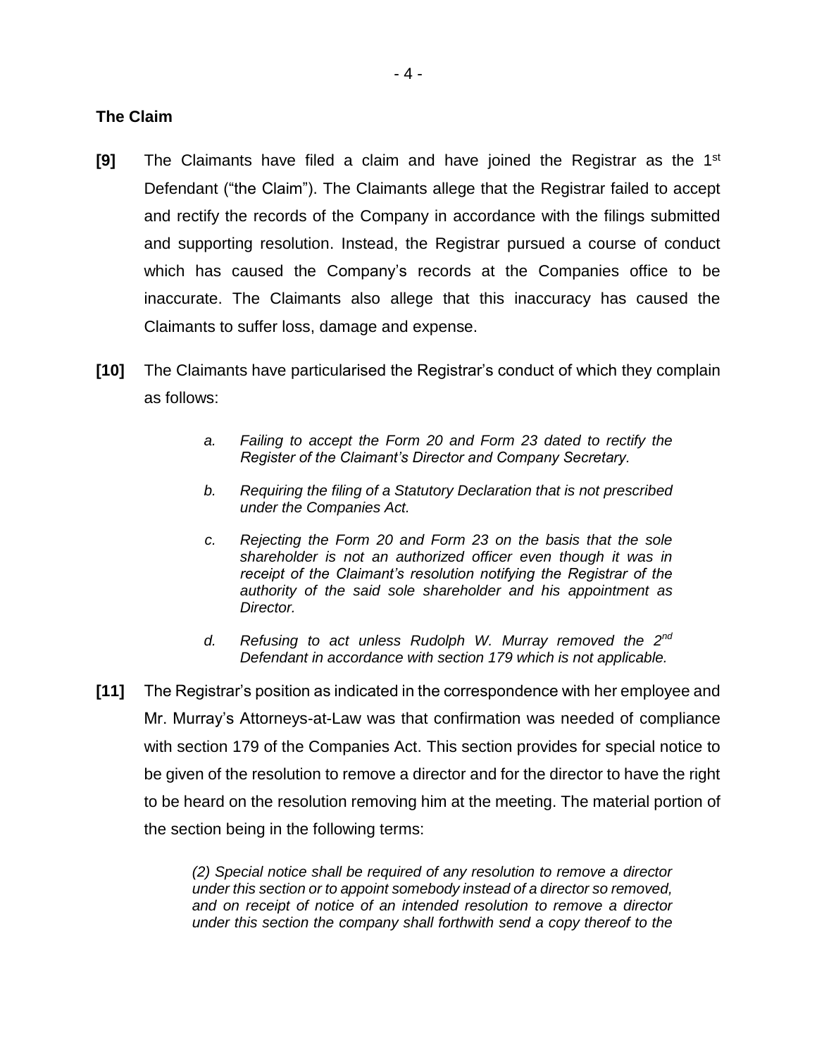**The Claim**

**[9]** The Claimants have filed a claim and have joined the Registrar as the 1st Defendant ("the Claim"). The Claimants allege that the Registrar failed to accept and rectify the records of the Company in accordance with the filings submitted and supporting resolution. Instead, the Registrar pursued a course of conduct which has caused the Company's records at the Companies office to be inaccurate. The Claimants also allege that this inaccuracy has caused the Claimants to suffer loss, damage and expense.

**[10]** The Claimants have particularised the Registrar's conduct of which they complain as follows:

> *a. Failing to accept the Form 20 and Form 23 dated to rectify the Register of the Claimant's Director and Company Secretary.*
>
> *b. Requiring the filing of a Statutory Declaration that is not prescribed under the Companies Act.*
>
> *c. Rejecting the Form 20 and Form 23 on the basis that the sole shareholder is not an authorized officer even though it was in receipt of the Claimant's resolution notifying the Registrar of the authority of the said sole shareholder and his appointment as Director.*
>
> *d. Refusing to act unless Rudolph W. Murray removed the 2nd Defendant in accordance with section 179 which is not applicable.*

**[11]** The Registrar's position as indicated in the correspondence with her employee and Mr. Murray's Attorneys-at-Law was that confirmation was needed of compliance with section 179 of the Companies Act. This section provides for special notice to be given of the resolution to remove a director and for the director to have the right to be heard on the resolution removing him at the meeting. The material portion of the section being in the following terms:

> *(2) Special notice shall be required of any resolution to remove a director under this section or to appoint somebody instead of a director so removed, and on receipt of notice of an intended resolution to remove a director under this section the company shall forthwith send a copy thereof to the*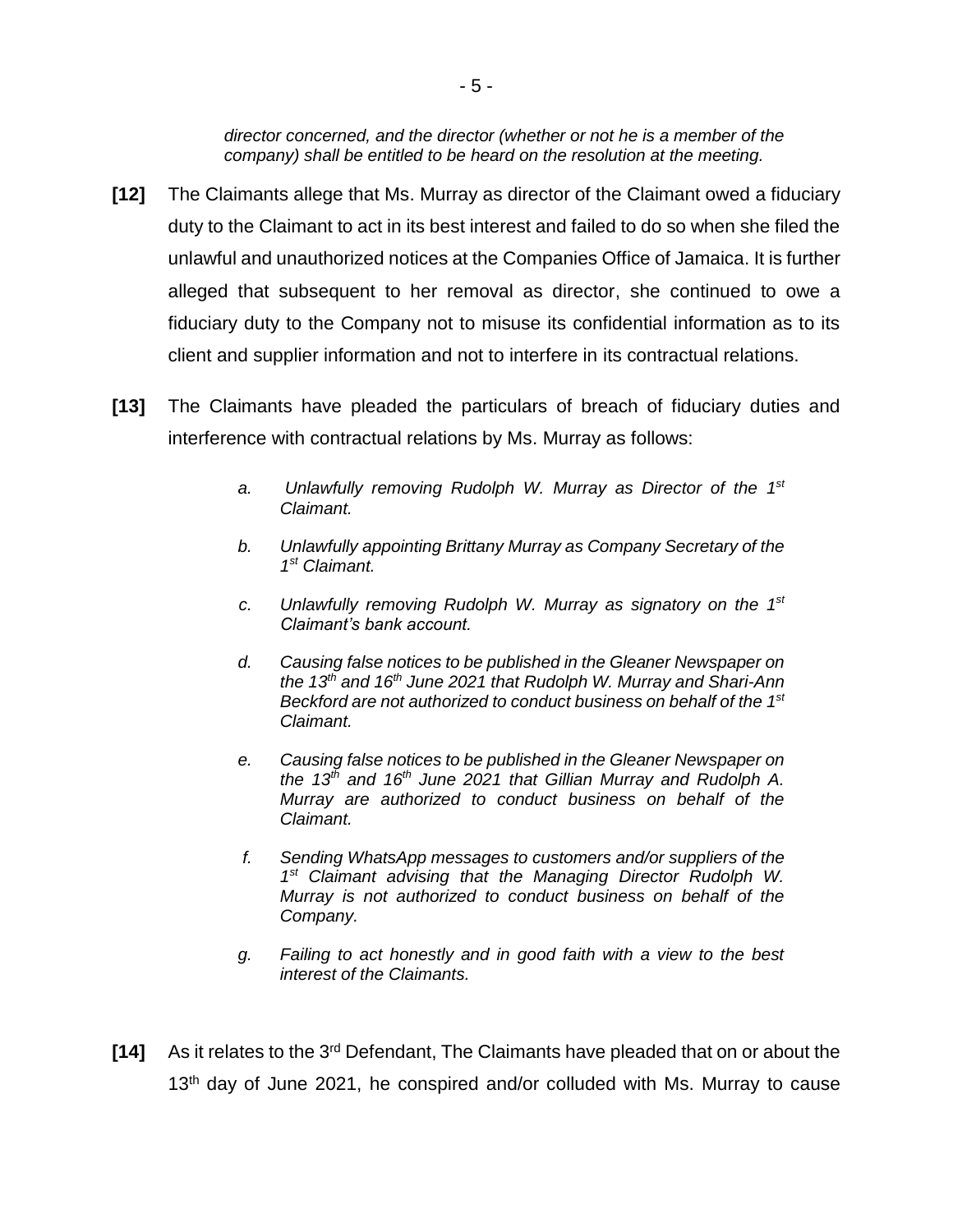*director concerned, and the director (whether or not he is a member of the company) shall be entitled to be heard on the resolution at the meeting.*

**[12]** The Claimants allege that Ms. Murray as director of the Claimant owed a fiduciary duty to the Claimant to act in its best interest and failed to do so when she filed the unlawful and unauthorized notices at the Companies Office of Jamaica. It is further alleged that subsequent to her removal as director, she continued to owe a fiduciary duty to the Company not to misuse its confidential information as to its client and supplier information and not to interfere in its contractual relations.

**[13]** The Claimants have pleaded the particulars of breach of fiduciary duties and interference with contractual relations by Ms. Murray as follows:

> *a. Unlawfully removing Rudolph W. Murray as Director of the 1st Claimant.*
>
> *b. Unlawfully appointing Brittany Murray as Company Secretary of the 1st Claimant.*
>
> *c. Unlawfully removing Rudolph W. Murray as signatory on the 1st Claimant's bank account.*
>
> *d. Causing false notices to be published in the Gleaner Newspaper on the 13th and 16th June 2021 that Rudolph W. Murray and Shari-Ann Beckford are not authorized to conduct business on behalf of the 1st Claimant.*
>
> *e. Causing false notices to be published in the Gleaner Newspaper on the 13th and 16th June 2021 that Gillian Murray and Rudolph A. Murray are authorized to conduct business on behalf of the Claimant.*
>
> *f. Sending WhatsApp messages to customers and/or suppliers of the 1st Claimant advising that the Managing Director Rudolph W. Murray is not authorized to conduct business on behalf of the Company.*
>
> *g. Failing to act honestly and in good faith with a view to the best interest of the Claimants.*

**[14]** As it relates to the 3rd Defendant, The Claimants have pleaded that on or about the 13th day of June 2021, he conspired and/or colluded with Ms. Murray to cause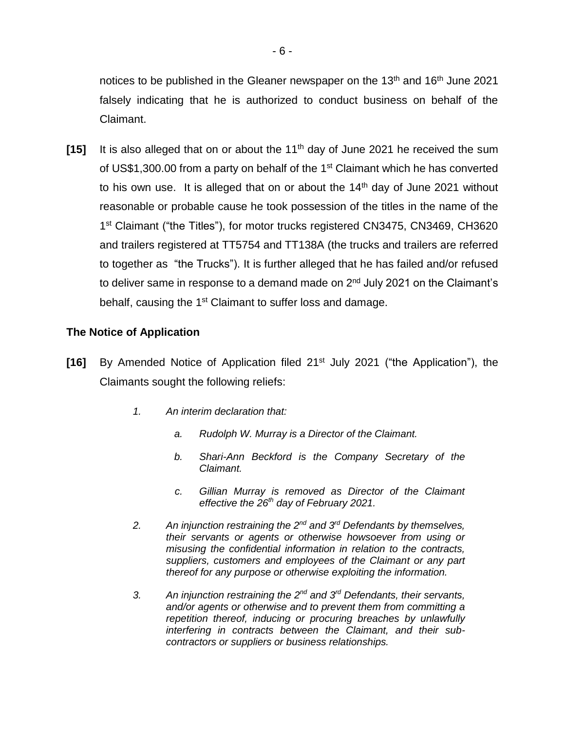notices to be published in the Gleaner newspaper on the 13th and 16th June 2021 falsely indicating that he is authorized to conduct business on behalf of the Claimant.

**[15]** It is also alleged that on or about the 11th day of June 2021 he received the sum of US$1,300.00 from a party on behalf of the 1st Claimant which he has converted to his own use. It is alleged that on or about the 14th day of June 2021 without reasonable or probable cause he took possession of the titles in the name of the 1st Claimant ("the Titles"), for motor trucks registered CN3475, CN3469, CH3620 and trailers registered at TT5754 and TT138A (the trucks and trailers are referred to together as "the Trucks"). It is further alleged that he has failed and/or refused to deliver same in response to a demand made on 2nd July 2021 on the Claimant's behalf, causing the 1st Claimant to suffer loss and damage.

### The Notice of Application

**[16]** By Amended Notice of Application filed 21st July 2021 ("the Application"), the Claimants sought the following reliefs:

> 1. *An interim declaration that:*
>
>    a. *Rudolph W. Murray is a Director of the Claimant.*
>
>    b. *Shari-Ann Beckford is the Company Secretary of the Claimant.*
>
>    c. *Gillian Murray is removed as Director of the Claimant effective the 26th day of February 2021.*
>
> 2. *An injunction restraining the 2nd and 3rd Defendants by themselves, their servants or agents or otherwise howsoever from using or misusing the confidential information in relation to the contracts, suppliers, customers and employees of the Claimant or any part thereof for any purpose or otherwise exploiting the information.*
>
> 3. *An injunction restraining the 2nd and 3rd Defendants, their servants, and/or agents or otherwise and to prevent them from committing a repetition thereof, inducing or procuring breaches by unlawfully interfering in contracts between the Claimant, and their sub-contractors or suppliers or business relationships.*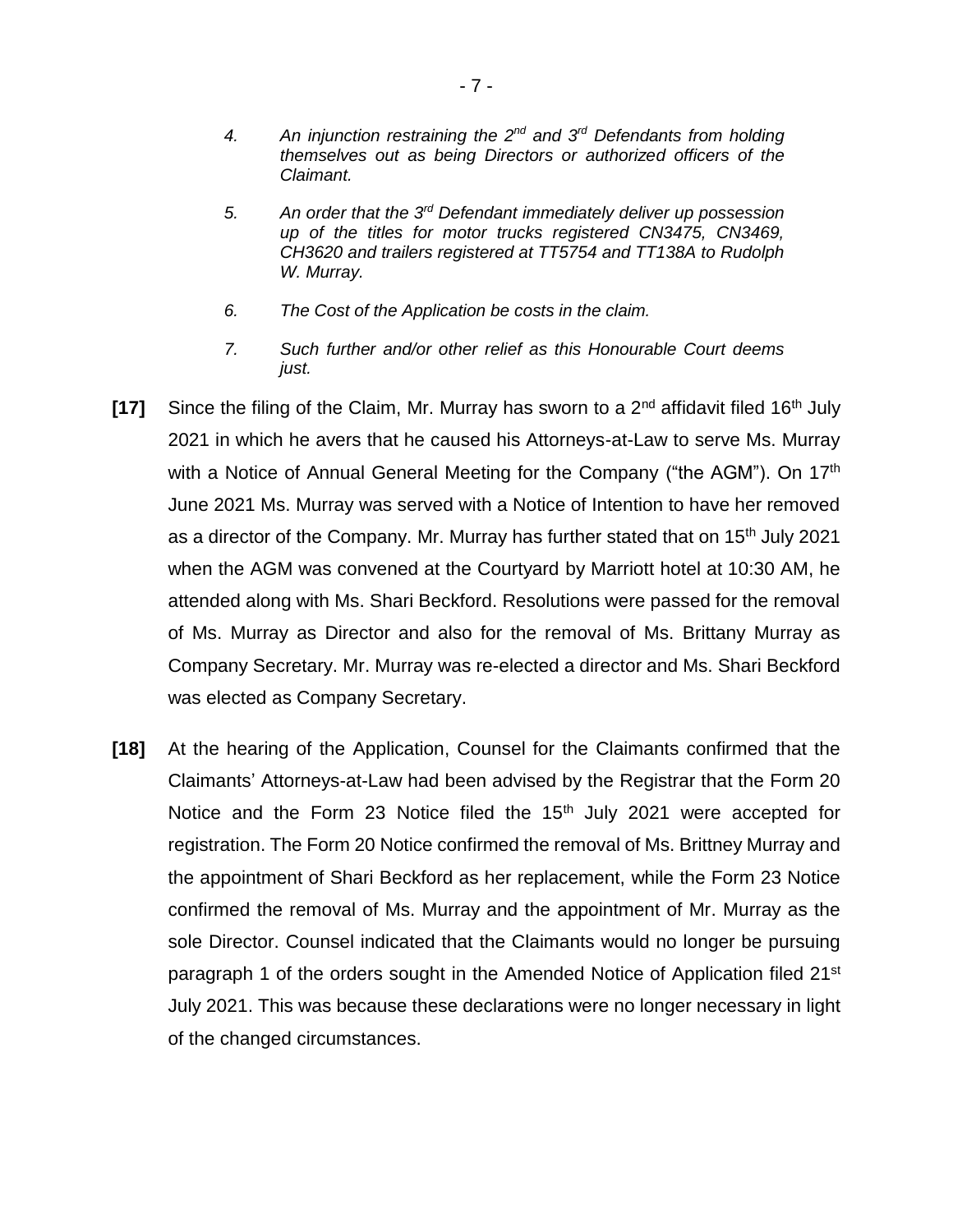> *4. An injunction restraining the 2nd and 3rd Defendants from holding themselves out as being Directors or authorized officers of the Claimant.*
>
> *5. An order that the 3rd Defendant immediately deliver up possession up of the titles for motor trucks registered CN3475, CN3469, CH3620 and trailers registered at TT5754 and TT138A to Rudolph W. Murray.*
>
> *6. The Cost of the Application be costs in the claim.*
>
> *7. Such further and/or other relief as this Honourable Court deems just.*

**[17]** Since the filing of the Claim, Mr. Murray has sworn to a 2nd affidavit filed 16th July 2021 in which he avers that he caused his Attorneys-at-Law to serve Ms. Murray with a Notice of Annual General Meeting for the Company ("the AGM"). On 17th June 2021 Ms. Murray was served with a Notice of Intention to have her removed as a director of the Company. Mr. Murray has further stated that on 15th July 2021 when the AGM was convened at the Courtyard by Marriott hotel at 10:30 AM, he attended along with Ms. Shari Beckford. Resolutions were passed for the removal of Ms. Murray as Director and also for the removal of Ms. Brittany Murray as Company Secretary. Mr. Murray was re-elected a director and Ms. Shari Beckford was elected as Company Secretary.

**[18]** At the hearing of the Application, Counsel for the Claimants confirmed that the Claimants' Attorneys-at-Law had been advised by the Registrar that the Form 20 Notice and the Form 23 Notice filed the 15th July 2021 were accepted for registration. The Form 20 Notice confirmed the removal of Ms. Brittney Murray and the appointment of Shari Beckford as her replacement, while the Form 23 Notice confirmed the removal of Ms. Murray and the appointment of Mr. Murray as the sole Director. Counsel indicated that the Claimants would no longer be pursuing paragraph 1 of the orders sought in the Amended Notice of Application filed 21st July 2021. This was because these declarations were no longer necessary in light of the changed circumstances.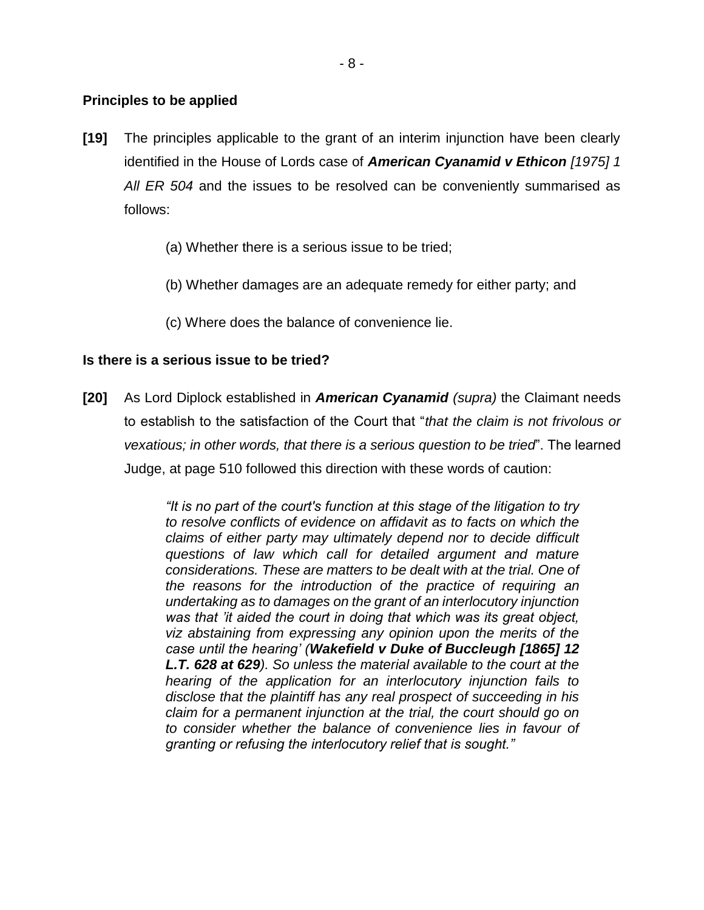### Principles to be applied

**[19]** The principles applicable to the grant of an interim injunction have been clearly identified in the House of Lords case of ***American Cyanamid v Ethicon*** *[1975] 1 All ER 504* and the issues to be resolved can be conveniently summarised as follows:

(a) Whether there is a serious issue to be tried;

(b) Whether damages are an adequate remedy for either party; and

(c) Where does the balance of convenience lie.

### Is there is a serious issue to be tried?

**[20]** As Lord Diplock established in ***American Cyanamid*** *(supra)* the Claimant needs to establish to the satisfaction of the Court that "*that the claim is not frivolous or vexatious; in other words, that there is a serious question to be tried*". The learned Judge, at page 510 followed this direction with these words of caution:

> *"It is no part of the court's function at this stage of the litigation to try to resolve conflicts of evidence on affidavit as to facts on which the claims of either party may ultimately depend nor to decide difficult questions of law which call for detailed argument and mature considerations. These are matters to be dealt with at the trial. One of the reasons for the introduction of the practice of requiring an undertaking as to damages on the grant of an interlocutory injunction was that 'it aided the court in doing that which was its great object, viz abstaining from expressing any opinion upon the merits of the case until the hearing' (**Wakefield v Duke of Buccleugh [1865] 12 L.T. 628 at 629**). So unless the material available to the court at the hearing of the application for an interlocutory injunction fails to disclose that the plaintiff has any real prospect of succeeding in his claim for a permanent injunction at the trial, the court should go on to consider whether the balance of convenience lies in favour of granting or refusing the interlocutory relief that is sought."*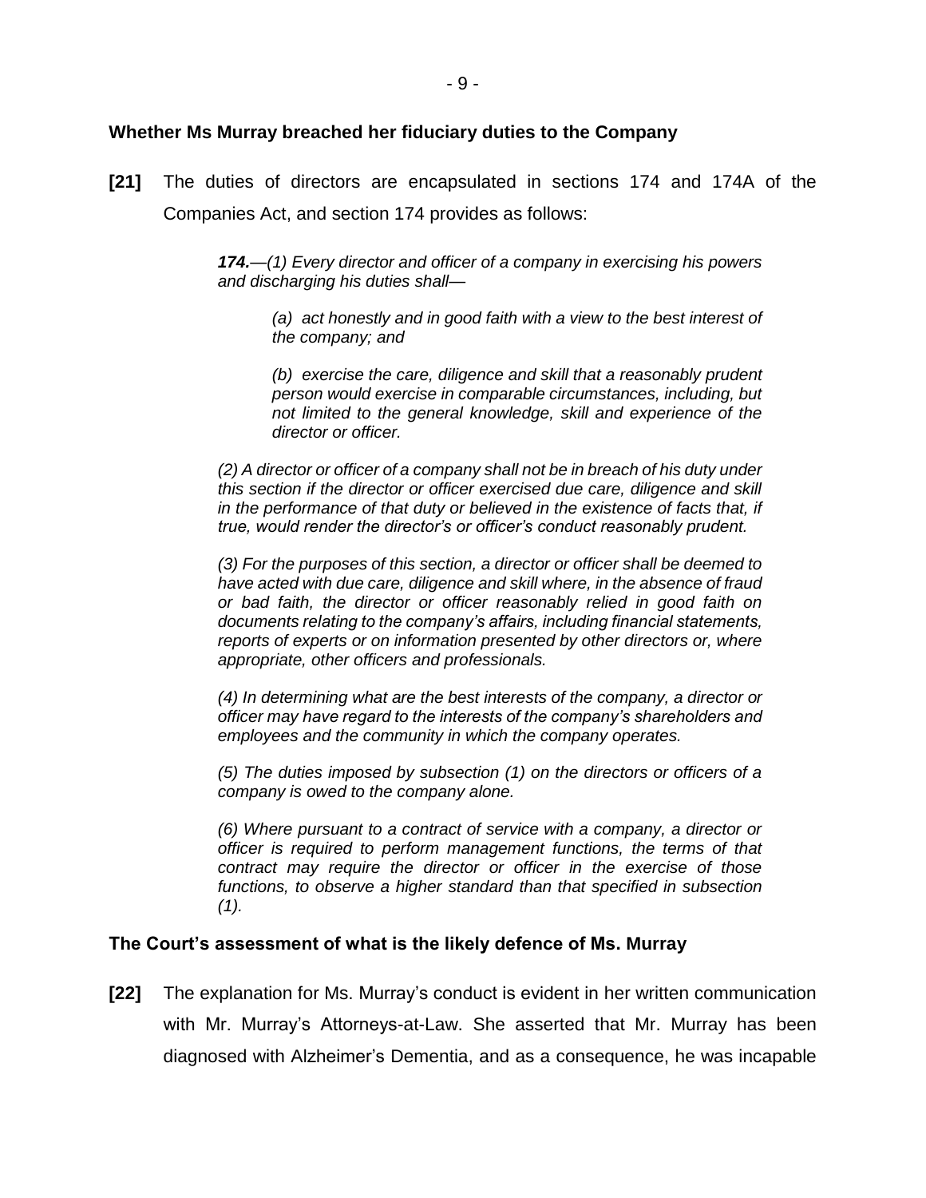**Whether Ms Murray breached her fiduciary duties to the Company**

**[21]** The duties of directors are encapsulated in sections 174 and 174A of the Companies Act, and section 174 provides as follows:

> ***174.****—(1) Every director and officer of a company in exercising his powers and discharging his duties shall—*
>
> > *(a) act honestly and in good faith with a view to the best interest of the company; and*
> >
> > *(b) exercise the care, diligence and skill that a reasonably prudent person would exercise in comparable circumstances, including, but not limited to the general knowledge, skill and experience of the director or officer.*
>
> *(2) A director or officer of a company shall not be in breach of his duty under this section if the director or officer exercised due care, diligence and skill in the performance of that duty or believed in the existence of facts that, if true, would render the director's or officer's conduct reasonably prudent.*
>
> *(3) For the purposes of this section, a director or officer shall be deemed to have acted with due care, diligence and skill where, in the absence of fraud or bad faith, the director or officer reasonably relied in good faith on documents relating to the company's affairs, including financial statements, reports of experts or on information presented by other directors or, where appropriate, other officers and professionals.*
>
> *(4) In determining what are the best interests of the company, a director or officer may have regard to the interests of the company's shareholders and employees and the community in which the company operates.*
>
> *(5) The duties imposed by subsection (1) on the directors or officers of a company is owed to the company alone.*
>
> *(6) Where pursuant to a contract of service with a company, a director or officer is required to perform management functions, the terms of that contract may require the director or officer in the exercise of those functions, to observe a higher standard than that specified in subsection (1).*

**The Court's assessment of what is the likely defence of Ms. Murray**

**[22]** The explanation for Ms. Murray's conduct is evident in her written communication with Mr. Murray's Attorneys-at-Law. She asserted that Mr. Murray has been diagnosed with Alzheimer's Dementia, and as a consequence, he was incapable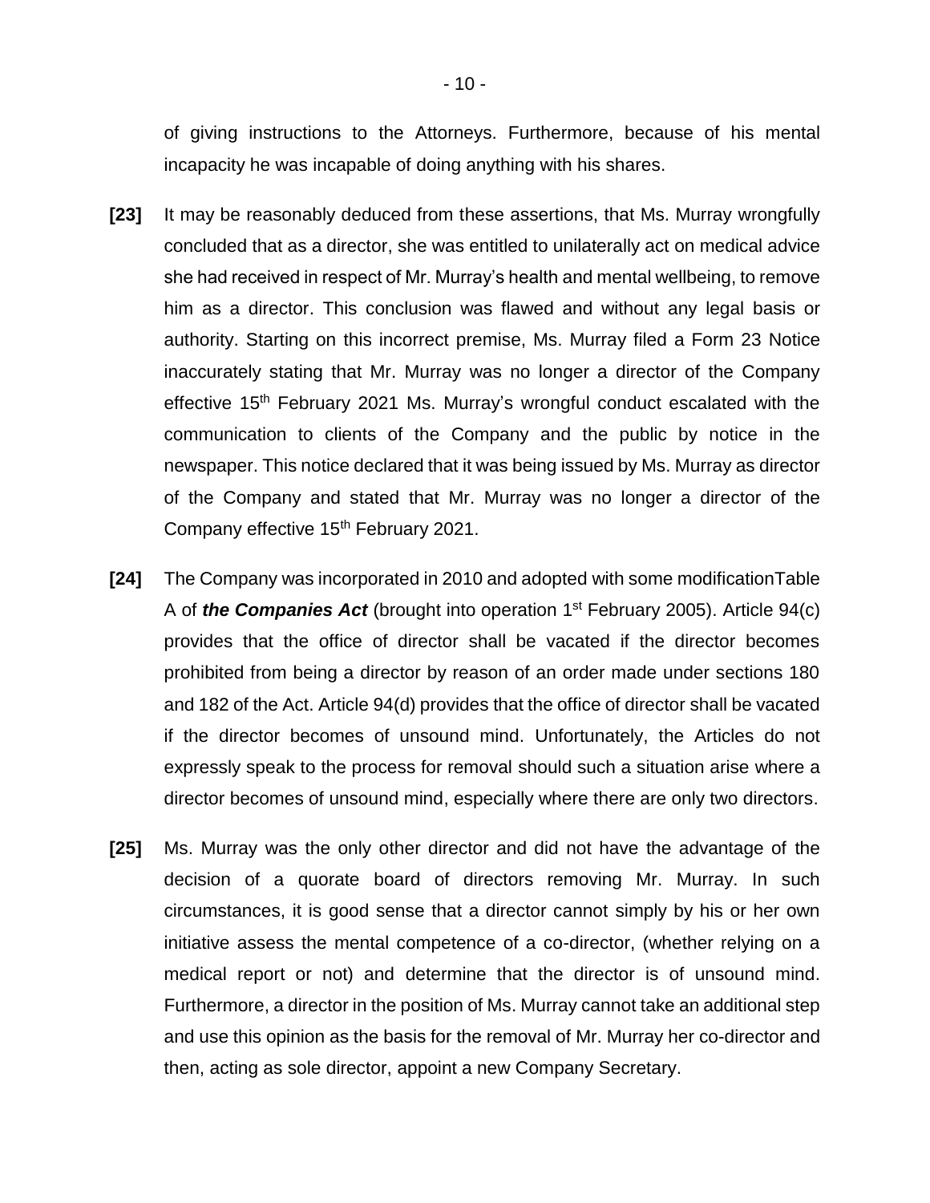of giving instructions to the Attorneys. Furthermore, because of his mental incapacity he was incapable of doing anything with his shares.

**[23]** It may be reasonably deduced from these assertions, that Ms. Murray wrongfully concluded that as a director, she was entitled to unilaterally act on medical advice she had received in respect of Mr. Murray's health and mental wellbeing, to remove him as a director. This conclusion was flawed and without any legal basis or authority. Starting on this incorrect premise, Ms. Murray filed a Form 23 Notice inaccurately stating that Mr. Murray was no longer a director of the Company effective 15th February 2021 Ms. Murray's wrongful conduct escalated with the communication to clients of the Company and the public by notice in the newspaper. This notice declared that it was being issued by Ms. Murray as director of the Company and stated that Mr. Murray was no longer a director of the Company effective 15th February 2021.

**[24]** The Company was incorporated in 2010 and adopted with some modificationTable A of ***the Companies Act*** (brought into operation 1st February 2005). Article 94(c) provides that the office of director shall be vacated if the director becomes prohibited from being a director by reason of an order made under sections 180 and 182 of the Act. Article 94(d) provides that the office of director shall be vacated if the director becomes of unsound mind. Unfortunately, the Articles do not expressly speak to the process for removal should such a situation arise where a director becomes of unsound mind, especially where there are only two directors.

**[25]** Ms. Murray was the only other director and did not have the advantage of the decision of a quorate board of directors removing Mr. Murray. In such circumstances, it is good sense that a director cannot simply by his or her own initiative assess the mental competence of a co-director, (whether relying on a medical report or not) and determine that the director is of unsound mind. Furthermore, a director in the position of Ms. Murray cannot take an additional step and use this opinion as the basis for the removal of Mr. Murray her co-director and then, acting as sole director, appoint a new Company Secretary.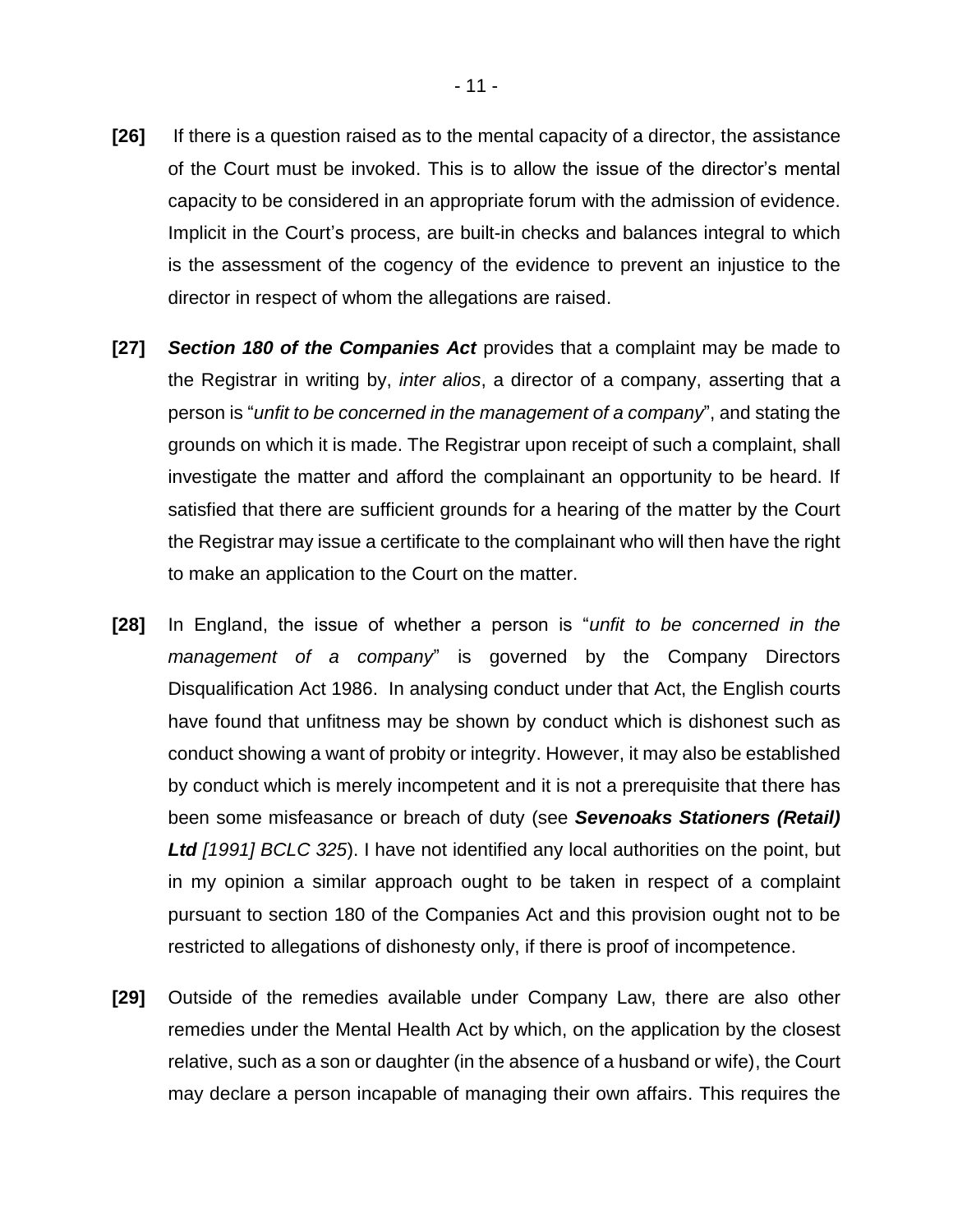**[26]** If there is a question raised as to the mental capacity of a director, the assistance of the Court must be invoked. This is to allow the issue of the director's mental capacity to be considered in an appropriate forum with the admission of evidence. Implicit in the Court's process, are built-in checks and balances integral to which is the assessment of the cogency of the evidence to prevent an injustice to the director in respect of whom the allegations are raised.

**[27]** ***Section 180 of the Companies Act*** provides that a complaint may be made to the Registrar in writing by, *inter alios*, a director of a company, asserting that a person is "*unfit to be concerned in the management of a company*", and stating the grounds on which it is made. The Registrar upon receipt of such a complaint, shall investigate the matter and afford the complainant an opportunity to be heard. If satisfied that there are sufficient grounds for a hearing of the matter by the Court the Registrar may issue a certificate to the complainant who will then have the right to make an application to the Court on the matter.

**[28]** In England, the issue of whether a person is "*unfit to be concerned in the management of a company*" is governed by the Company Directors Disqualification Act 1986. In analysing conduct under that Act, the English courts have found that unfitness may be shown by conduct which is dishonest such as conduct showing a want of probity or integrity. However, it may also be established by conduct which is merely incompetent and it is not a prerequisite that there has been some misfeasance or breach of duty (see ***Sevenoaks Stationers (Retail) Ltd*** *[1991] BCLC 325*). I have not identified any local authorities on the point, but in my opinion a similar approach ought to be taken in respect of a complaint pursuant to section 180 of the Companies Act and this provision ought not to be restricted to allegations of dishonesty only, if there is proof of incompetence.

**[29]** Outside of the remedies available under Company Law, there are also other remedies under the Mental Health Act by which, on the application by the closest relative, such as a son or daughter (in the absence of a husband or wife), the Court may declare a person incapable of managing their own affairs. This requires the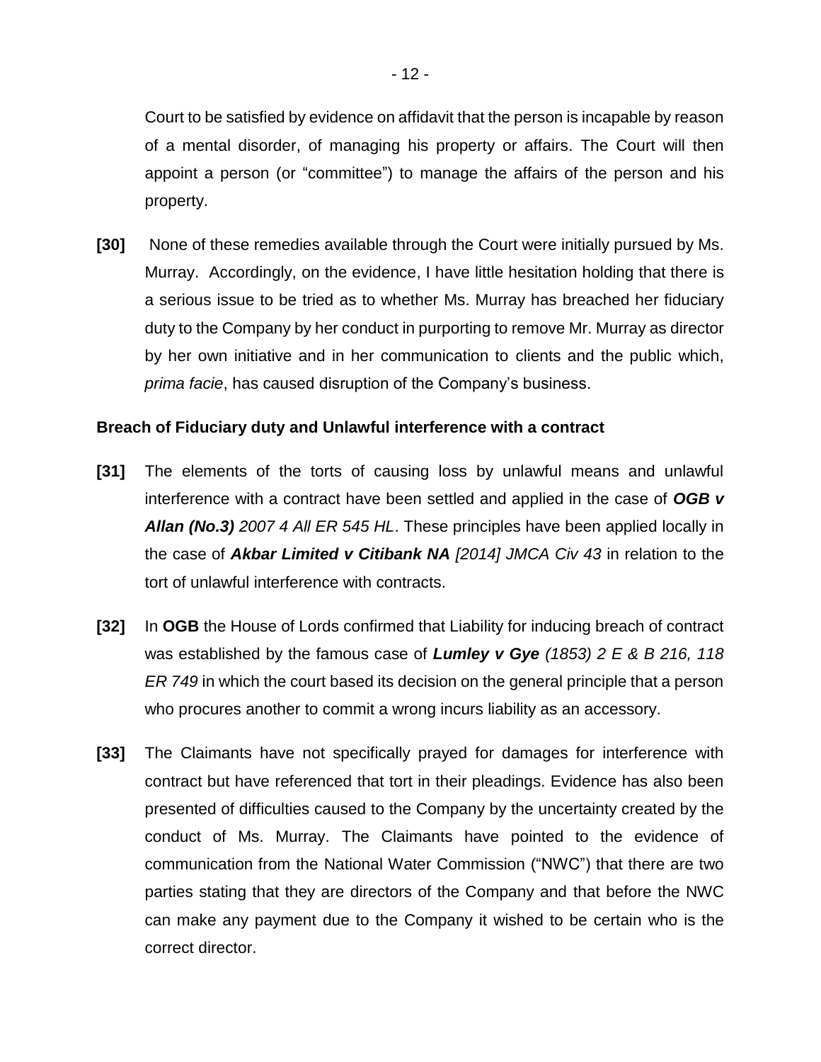Court to be satisfied by evidence on affidavit that the person is incapable by reason of a mental disorder, of managing his property or affairs. The Court will then appoint a person (or "committee") to manage the affairs of the person and his property.

**[30]** None of these remedies available through the Court were initially pursued by Ms. Murray. Accordingly, on the evidence, I have little hesitation holding that there is a serious issue to be tried as to whether Ms. Murray has breached her fiduciary duty to the Company by her conduct in purporting to remove Mr. Murray as director by her own initiative and in her communication to clients and the public which, *prima facie*, has caused disruption of the Company's business.

**Breach of Fiduciary duty and Unlawful interference with a contract**

**[31]** The elements of the torts of causing loss by unlawful means and unlawful interference with a contract have been settled and applied in the case of ***OGB v Allan (No.3)*** *2007 4 All ER 545 HL*. These principles have been applied locally in the case of ***Akbar Limited v Citibank NA*** *[2014] JMCA Civ 43* in relation to the tort of unlawful interference with contracts.

**[32]** In **OGB** the House of Lords confirmed that Liability for inducing breach of contract was established by the famous case of ***Lumley v Gye*** *(1853) 2 E & B 216, 118 ER 749* in which the court based its decision on the general principle that a person who procures another to commit a wrong incurs liability as an accessory.

**[33]** The Claimants have not specifically prayed for damages for interference with contract but have referenced that tort in their pleadings. Evidence has also been presented of difficulties caused to the Company by the uncertainty created by the conduct of Ms. Murray. The Claimants have pointed to the evidence of communication from the National Water Commission ("NWC") that there are two parties stating that they are directors of the Company and that before the NWC can make any payment due to the Company it wished to be certain who is the correct director.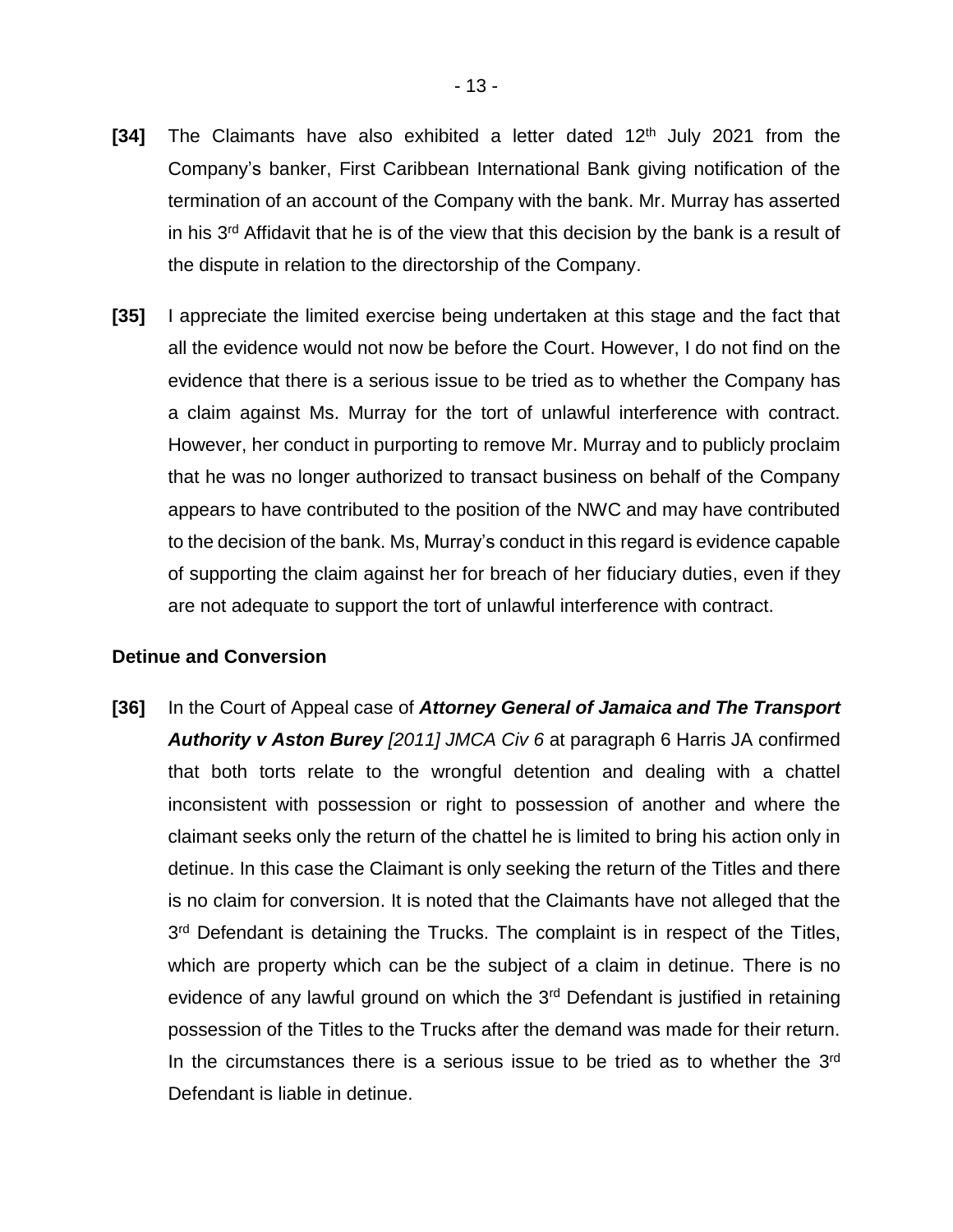**[34]** The Claimants have also exhibited a letter dated 12th July 2021 from the Company's banker, First Caribbean International Bank giving notification of the termination of an account of the Company with the bank. Mr. Murray has asserted in his 3rd Affidavit that he is of the view that this decision by the bank is a result of the dispute in relation to the directorship of the Company.

**[35]** I appreciate the limited exercise being undertaken at this stage and the fact that all the evidence would not now be before the Court. However, I do not find on the evidence that there is a serious issue to be tried as to whether the Company has a claim against Ms. Murray for the tort of unlawful interference with contract. However, her conduct in purporting to remove Mr. Murray and to publicly proclaim that he was no longer authorized to transact business on behalf of the Company appears to have contributed to the position of the NWC and may have contributed to the decision of the bank. Ms, Murray's conduct in this regard is evidence capable of supporting the claim against her for breach of her fiduciary duties, even if they are not adequate to support the tort of unlawful interference with contract.

**Detinue and Conversion**

**[36]** In the Court of Appeal case of ***Attorney General of Jamaica and The Transport Authority v Aston Burey*** *[2011] JMCA Civ 6* at paragraph 6 Harris JA confirmed that both torts relate to the wrongful detention and dealing with a chattel inconsistent with possession or right to possession of another and where the claimant seeks only the return of the chattel he is limited to bring his action only in detinue. In this case the Claimant is only seeking the return of the Titles and there is no claim for conversion. It is noted that the Claimants have not alleged that the 3rd Defendant is detaining the Trucks. The complaint is in respect of the Titles, which are property which can be the subject of a claim in detinue. There is no evidence of any lawful ground on which the 3rd Defendant is justified in retaining possession of the Titles to the Trucks after the demand was made for their return. In the circumstances there is a serious issue to be tried as to whether the 3rd Defendant is liable in detinue.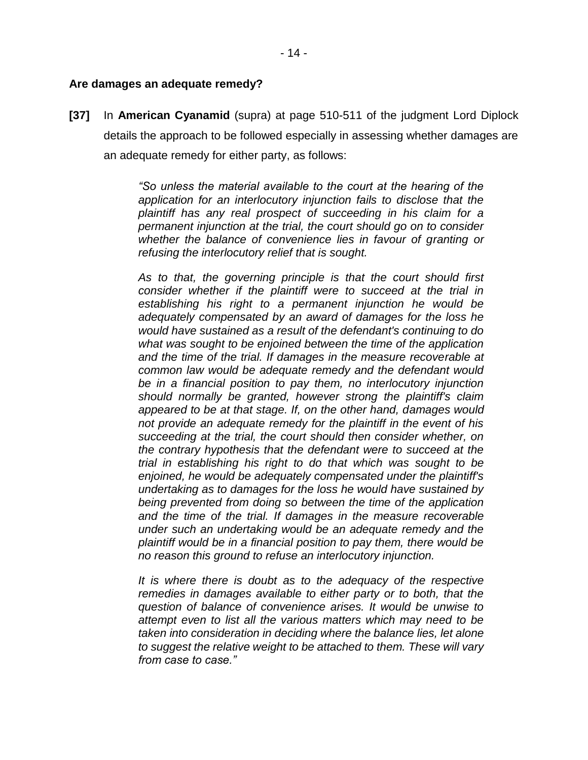**Are damages an adequate remedy?**

**[37]** In **American Cyanamid** (supra) at page 510-511 of the judgment Lord Diplock details the approach to be followed especially in assessing whether damages are an adequate remedy for either party, as follows:

> *"So unless the material available to the court at the hearing of the application for an interlocutory injunction fails to disclose that the plaintiff has any real prospect of succeeding in his claim for a permanent injunction at the trial, the court should go on to consider whether the balance of convenience lies in favour of granting or refusing the interlocutory relief that is sought.*
>
> *As to that, the governing principle is that the court should first consider whether if the plaintiff were to succeed at the trial in establishing his right to a permanent injunction he would be adequately compensated by an award of damages for the loss he would have sustained as a result of the defendant's continuing to do what was sought to be enjoined between the time of the application and the time of the trial. If damages in the measure recoverable at common law would be adequate remedy and the defendant would be in a financial position to pay them, no interlocutory injunction should normally be granted, however strong the plaintiff's claim appeared to be at that stage. If, on the other hand, damages would not provide an adequate remedy for the plaintiff in the event of his succeeding at the trial, the court should then consider whether, on the contrary hypothesis that the defendant were to succeed at the trial in establishing his right to do that which was sought to be enjoined, he would be adequately compensated under the plaintiff's undertaking as to damages for the loss he would have sustained by being prevented from doing so between the time of the application and the time of the trial. If damages in the measure recoverable under such an undertaking would be an adequate remedy and the plaintiff would be in a financial position to pay them, there would be no reason this ground to refuse an interlocutory injunction.*
>
> *It is where there is doubt as to the adequacy of the respective remedies in damages available to either party or to both, that the question of balance of convenience arises. It would be unwise to attempt even to list all the various matters which may need to be taken into consideration in deciding where the balance lies, let alone to suggest the relative weight to be attached to them. These will vary from case to case."*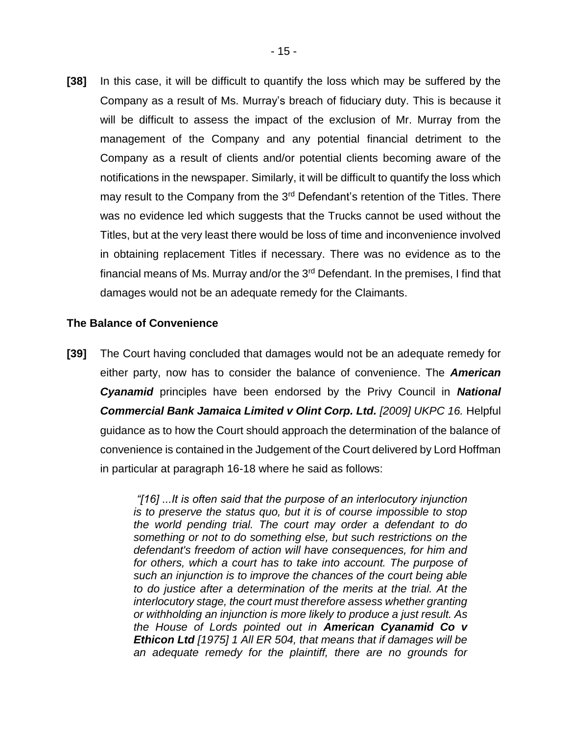**[38]** In this case, it will be difficult to quantify the loss which may be suffered by the Company as a result of Ms. Murray's breach of fiduciary duty. This is because it will be difficult to assess the impact of the exclusion of Mr. Murray from the management of the Company and any potential financial detriment to the Company as a result of clients and/or potential clients becoming aware of the notifications in the newspaper. Similarly, it will be difficult to quantify the loss which may result to the Company from the 3rd Defendant's retention of the Titles. There was no evidence led which suggests that the Trucks cannot be used without the Titles, but at the very least there would be loss of time and inconvenience involved in obtaining replacement Titles if necessary. There was no evidence as to the financial means of Ms. Murray and/or the 3rd Defendant. In the premises, I find that damages would not be an adequate remedy for the Claimants.

**The Balance of Convenience**

**[39]** The Court having concluded that damages would not be an adequate remedy for either party, now has to consider the balance of convenience. The ***American Cyanamid*** principles have been endorsed by the Privy Council in ***National Commercial Bank Jamaica Limited v Olint Corp. Ltd.*** *[2009] UKPC 16.* Helpful guidance as to how the Court should approach the determination of the balance of convenience is contained in the Judgement of the Court delivered by Lord Hoffman in particular at paragraph 16-18 where he said as follows:

> *"[16] ...It is often said that the purpose of an interlocutory injunction is to preserve the status quo, but it is of course impossible to stop the world pending trial. The court may order a defendant to do something or not to do something else, but such restrictions on the defendant's freedom of action will have consequences, for him and for others, which a court has to take into account. The purpose of such an injunction is to improve the chances of the court being able to do justice after a determination of the merits at the trial. At the interlocutory stage, the court must therefore assess whether granting or withholding an injunction is more likely to produce a just result. As the House of Lords pointed out in* ***American Cyanamid Co v Ethicon Ltd*** *[1975] 1 All ER 504, that means that if damages will be an adequate remedy for the plaintiff, there are no grounds for*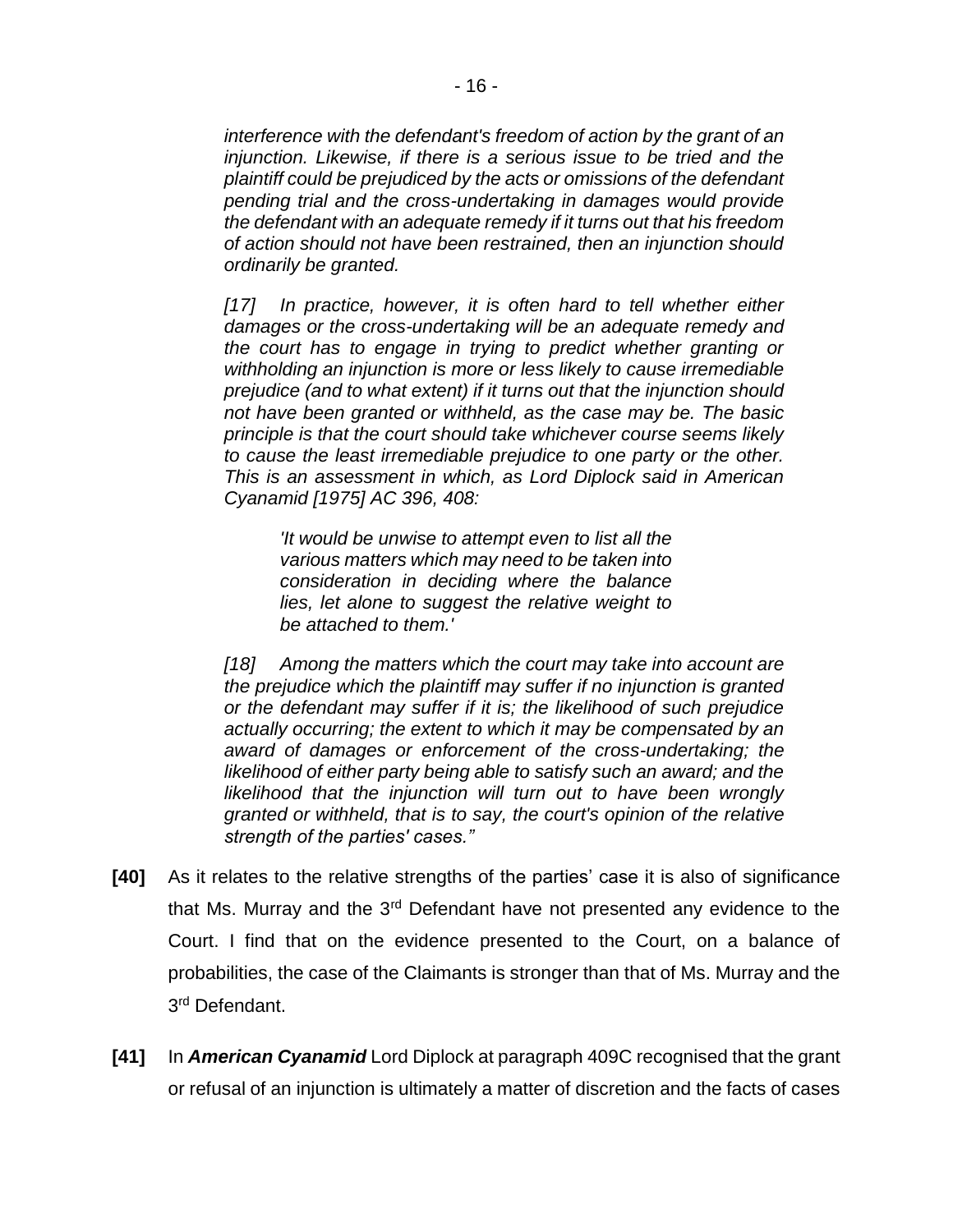*interference with the defendant's freedom of action by the grant of an injunction. Likewise, if there is a serious issue to be tried and the plaintiff could be prejudiced by the acts or omissions of the defendant pending trial and the cross-undertaking in damages would provide the defendant with an adequate remedy if it turns out that his freedom of action should not have been restrained, then an injunction should ordinarily be granted.*

> *[17] In practice, however, it is often hard to tell whether either damages or the cross-undertaking will be an adequate remedy and the court has to engage in trying to predict whether granting or withholding an injunction is more or less likely to cause irremediable prejudice (and to what extent) if it turns out that the injunction should not have been granted or withheld, as the case may be. The basic principle is that the court should take whichever course seems likely to cause the least irremediable prejudice to one party or the other. This is an assessment in which, as Lord Diplock said in American Cyanamid [1975] AC 396, 408:*
>
> > *'It would be unwise to attempt even to list all the various matters which may need to be taken into consideration in deciding where the balance lies, let alone to suggest the relative weight to be attached to them.'*
>
> *[18] Among the matters which the court may take into account are the prejudice which the plaintiff may suffer if no injunction is granted or the defendant may suffer if it is; the likelihood of such prejudice actually occurring; the extent to which it may be compensated by an award of damages or enforcement of the cross-undertaking; the likelihood of either party being able to satisfy such an award; and the likelihood that the injunction will turn out to have been wrongly granted or withheld, that is to say, the court's opinion of the relative strength of the parties' cases."*

**[40]** As it relates to the relative strengths of the parties' case it is also of significance that Ms. Murray and the 3rd Defendant have not presented any evidence to the Court. I find that on the evidence presented to the Court, on a balance of probabilities, the case of the Claimants is stronger than that of Ms. Murray and the 3rd Defendant.

**[41]** In ***American Cyanamid*** Lord Diplock at paragraph 409C recognised that the grant or refusal of an injunction is ultimately a matter of discretion and the facts of cases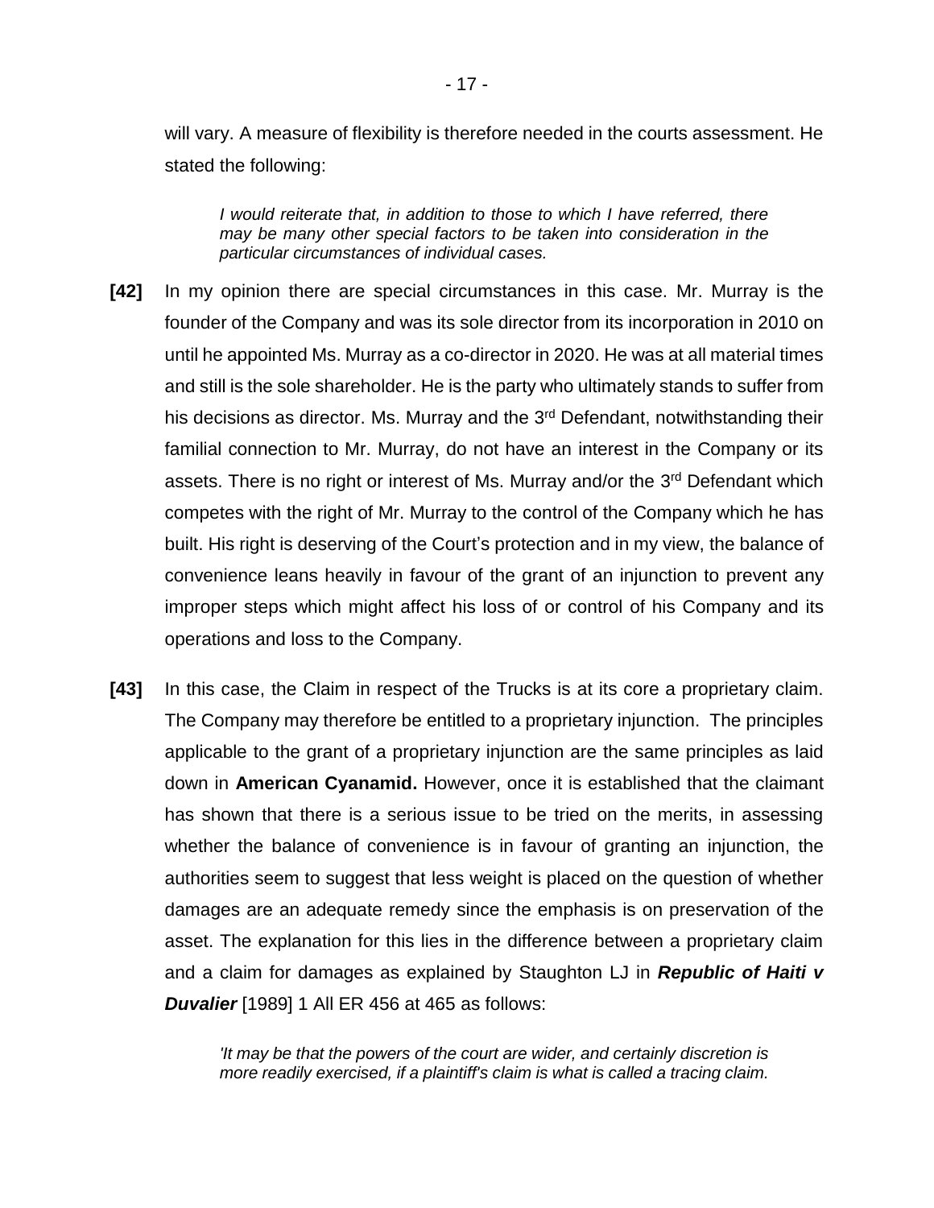will vary. A measure of flexibility is therefore needed in the courts assessment. He stated the following:

> *I would reiterate that, in addition to those to which I have referred, there may be many other special factors to be taken into consideration in the particular circumstances of individual cases.*

**[42]** In my opinion there are special circumstances in this case. Mr. Murray is the founder of the Company and was its sole director from its incorporation in 2010 on until he appointed Ms. Murray as a co-director in 2020. He was at all material times and still is the sole shareholder. He is the party who ultimately stands to suffer from his decisions as director. Ms. Murray and the 3rd Defendant, notwithstanding their familial connection to Mr. Murray, do not have an interest in the Company or its assets. There is no right or interest of Ms. Murray and/or the 3rd Defendant which competes with the right of Mr. Murray to the control of the Company which he has built. His right is deserving of the Court's protection and in my view, the balance of convenience leans heavily in favour of the grant of an injunction to prevent any improper steps which might affect his loss of or control of his Company and its operations and loss to the Company.

**[43]** In this case, the Claim in respect of the Trucks is at its core a proprietary claim. The Company may therefore be entitled to a proprietary injunction. The principles applicable to the grant of a proprietary injunction are the same principles as laid down in **American Cyanamid.** However, once it is established that the claimant has shown that there is a serious issue to be tried on the merits, in assessing whether the balance of convenience is in favour of granting an injunction, the authorities seem to suggest that less weight is placed on the question of whether damages are an adequate remedy since the emphasis is on preservation of the asset. The explanation for this lies in the difference between a proprietary claim and a claim for damages as explained by Staughton LJ in ***Republic of Haiti v Duvalier*** [1989] 1 All ER 456 at 465 as follows:

> *'It may be that the powers of the court are wider, and certainly discretion is more readily exercised, if a plaintiff's claim is what is called a tracing claim.*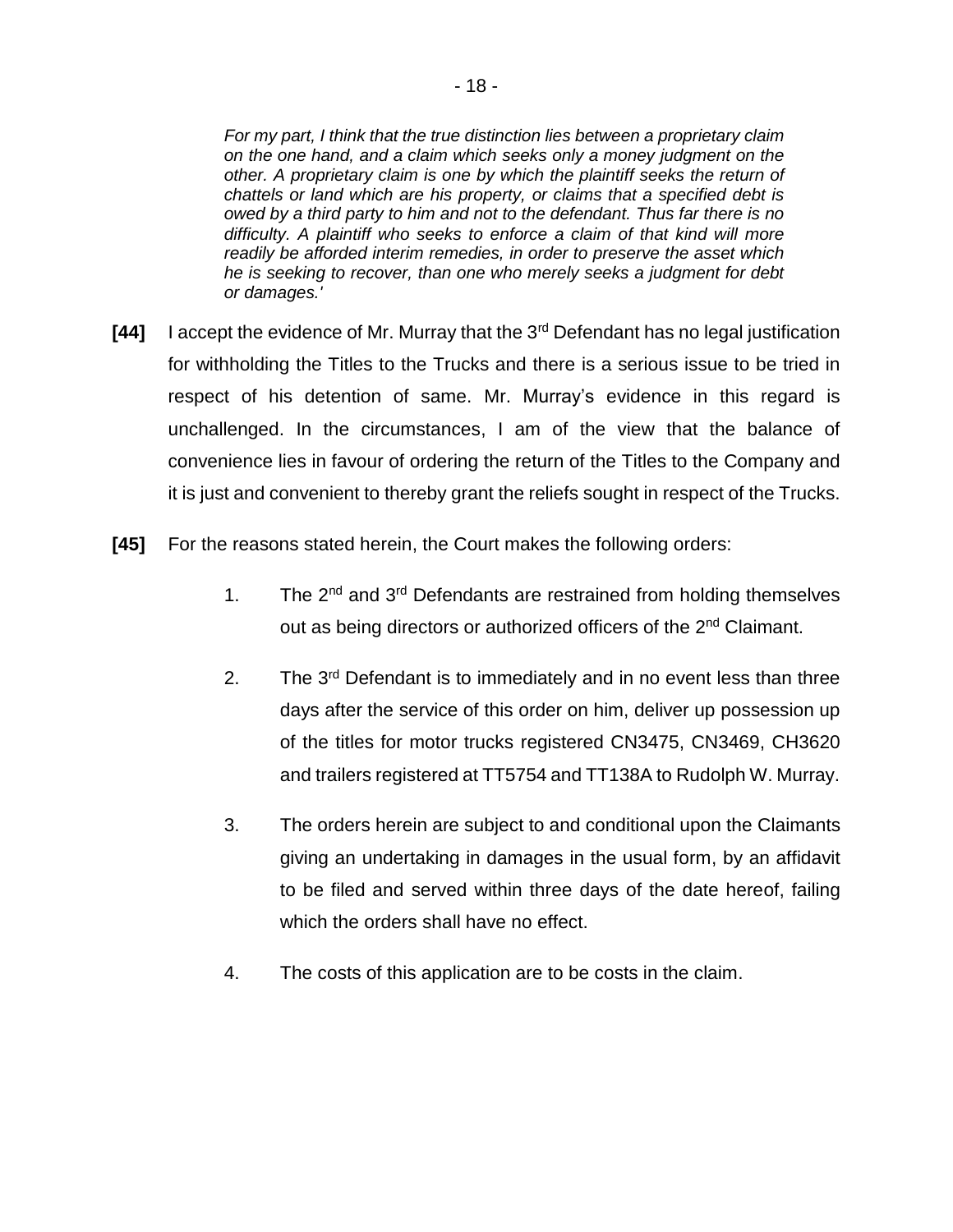*For my part, I think that the true distinction lies between a proprietary claim on the one hand, and a claim which seeks only a money judgment on the other. A proprietary claim is one by which the plaintiff seeks the return of chattels or land which are his property, or claims that a specified debt is owed by a third party to him and not to the defendant. Thus far there is no difficulty. A plaintiff who seeks to enforce a claim of that kind will more readily be afforded interim remedies, in order to preserve the asset which he is seeking to recover, than one who merely seeks a judgment for debt or damages.'*

**[44]** I accept the evidence of Mr. Murray that the 3rd Defendant has no legal justification for withholding the Titles to the Trucks and there is a serious issue to be tried in respect of his detention of same. Mr. Murray's evidence in this regard is unchallenged. In the circumstances, I am of the view that the balance of convenience lies in favour of ordering the return of the Titles to the Company and it is just and convenient to thereby grant the reliefs sought in respect of the Trucks.

**[45]** For the reasons stated herein, the Court makes the following orders:

1. The 2nd and 3rd Defendants are restrained from holding themselves out as being directors or authorized officers of the 2nd Claimant.

2. The 3rd Defendant is to immediately and in no event less than three days after the service of this order on him, deliver up possession up of the titles for motor trucks registered CN3475, CN3469, CH3620 and trailers registered at TT5754 and TT138A to Rudolph W. Murray.

3. The orders herein are subject to and conditional upon the Claimants giving an undertaking in damages in the usual form, by an affidavit to be filed and served within three days of the date hereof, failing which the orders shall have no effect.

4. The costs of this application are to be costs in the claim.